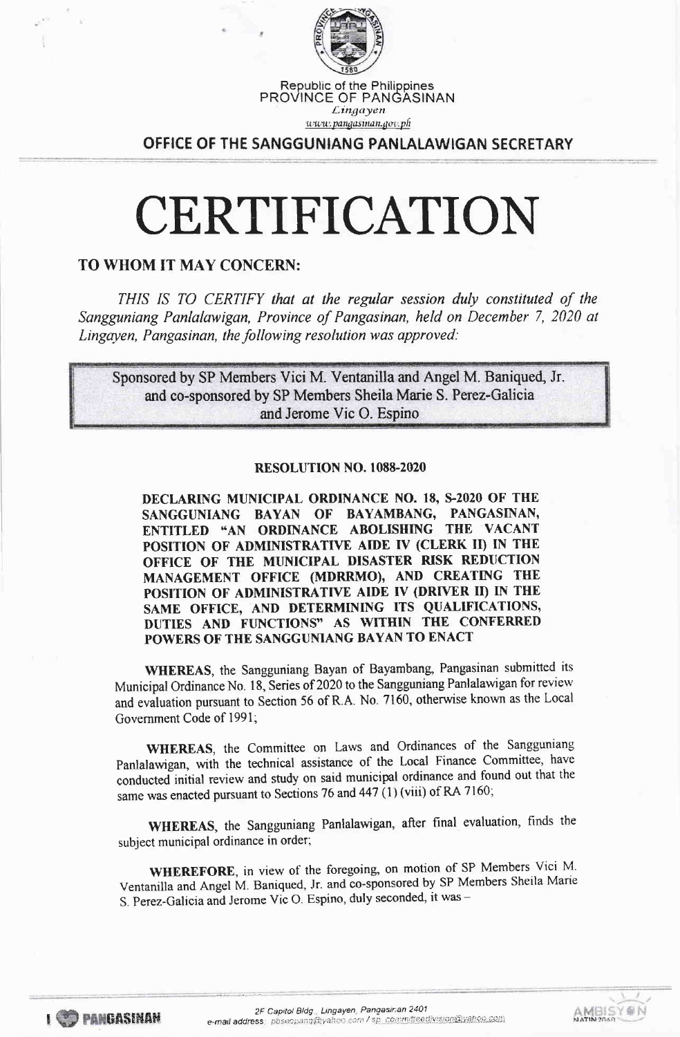Republic of the Philippines
PROVINCE OF PANGASINAN
*Lingayen*
www.pangasinan.gov.ph

**OFFICE OF THE SANGGUNIANG PANLALAWIGAN SECRETARY**

# CERTIFICATION

**TO WHOM IT MAY CONCERN:**

*THIS IS TO CERTIFY that at the regular session duly constituted of the Sangguniang Panlalawigan, Province of Pangasinan, held on December 7, 2020 at Lingayen, Pangasinan, the following resolution was approved:*

Sponsored by SP Members Vici M. Ventanilla and Angel M. Baniqued, Jr. and co-sponsored by SP Members Sheila Marie S. Perez-Galicia and Jerome Vic O. Espino

**RESOLUTION NO. 1088-2020**

**DECLARING MUNICIPAL ORDINANCE NO. 18, S-2020 OF THE SANGGUNIANG BAYAN OF BAYAMBANG, PANGASINAN, ENTITLED "AN ORDINANCE ABOLISHING THE VACANT POSITION OF ADMINISTRATIVE AIDE IV (CLERK II) IN THE OFFICE OF THE MUNICIPAL DISASTER RISK REDUCTION MANAGEMENT OFFICE (MDRRMO), AND CREATING THE POSITION OF ADMINISTRATIVE AIDE IV (DRIVER II) IN THE SAME OFFICE, AND DETERMINING ITS QUALIFICATIONS, DUTIES AND FUNCTIONS" AS WITHIN THE CONFERRED POWERS OF THE SANGGUNIANG BAYAN TO ENACT**

**WHEREAS**, the Sangguniang Bayan of Bayambang, Pangasinan submitted its Municipal Ordinance No. 18, Series of 2020 to the Sangguniang Panlalawigan for review and evaluation pursuant to Section 56 of R.A. No. 7160, otherwise known as the Local Government Code of 1991;

**WHEREAS**, the Committee on Laws and Ordinances of the Sangguniang Panlalawigan, with the technical assistance of the Local Finance Committee, have conducted initial review and study on said municipal ordinance and found out that the same was enacted pursuant to Sections 76 and 447 (1) (viii) of RA 7160;

**WHEREAS**, the Sangguniang Panlalawigan, after final evaluation, finds the subject municipal ordinance in order;

**WHEREFORE**, in view of the foregoing, on motion of SP Members Vici M. Ventanilla and Angel M. Baniqued, Jr. and co-sponsored by SP Members Sheila Marie S. Perez-Galicia and Jerome Vic O. Espino, duly seconded, it was –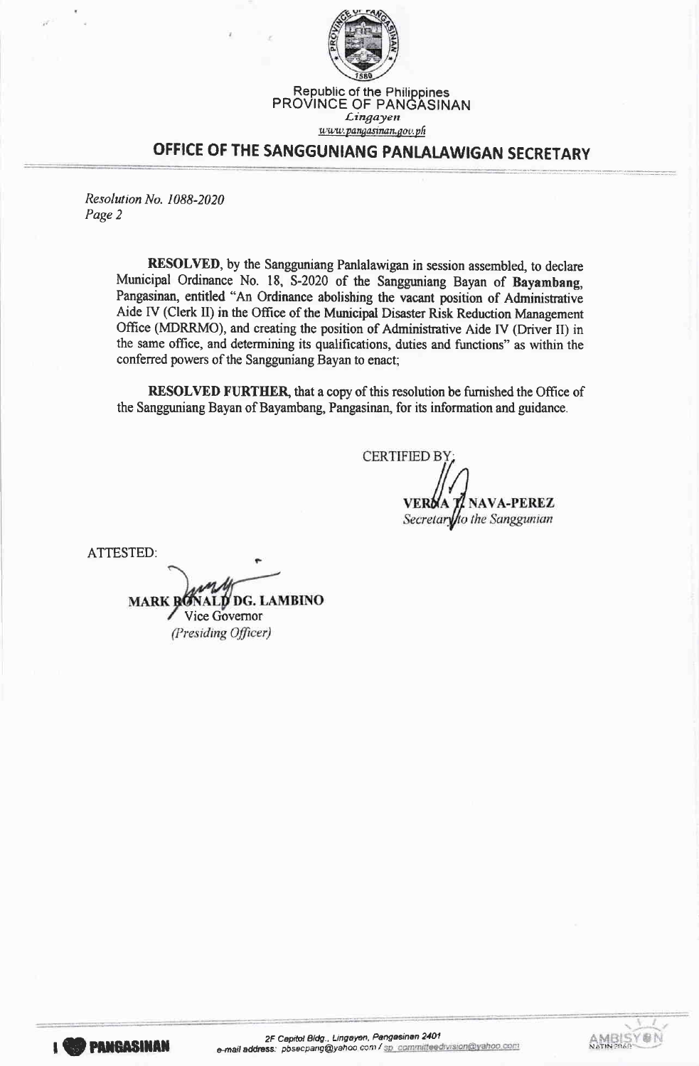Republic of the Philippines
PROVINCE OF PANGASINAN
*Lingayen*
www.pangasinan.gov.ph

## OFFICE OF THE SANGGUNIANG PANLALAWIGAN SECRETARY

*Resolution No. 1088-2020*
*Page 2*

**RESOLVED**, by the Sangguniang Panlalawigan in session assembled, to declare Municipal Ordinance No. 18, S-2020 of the Sangguniang Bayan of **Bayambang**, Pangasinan, entitled "An Ordinance abolishing the vacant position of Administrative Aide IV (Clerk II) in the Office of the Municipal Disaster Risk Reduction Management Office (MDRRMO), and creating the position of Administrative Aide IV (Driver II) in the same office, and determining its qualifications, duties and functions" as within the conferred powers of the Sangguniang Bayan to enact;

**RESOLVED FURTHER**, that a copy of this resolution be furnished the Office of the Sangguniang Bayan of Bayambang, Pangasinan, for its information and guidance.

CERTIFIED BY:

**VERNA T. NAVA-PEREZ**
*Secretary to the Sanggunian*

ATTESTED:

**MARK RONALD DG. LAMBINO**
Vice Governor
*(Presiding Officer)*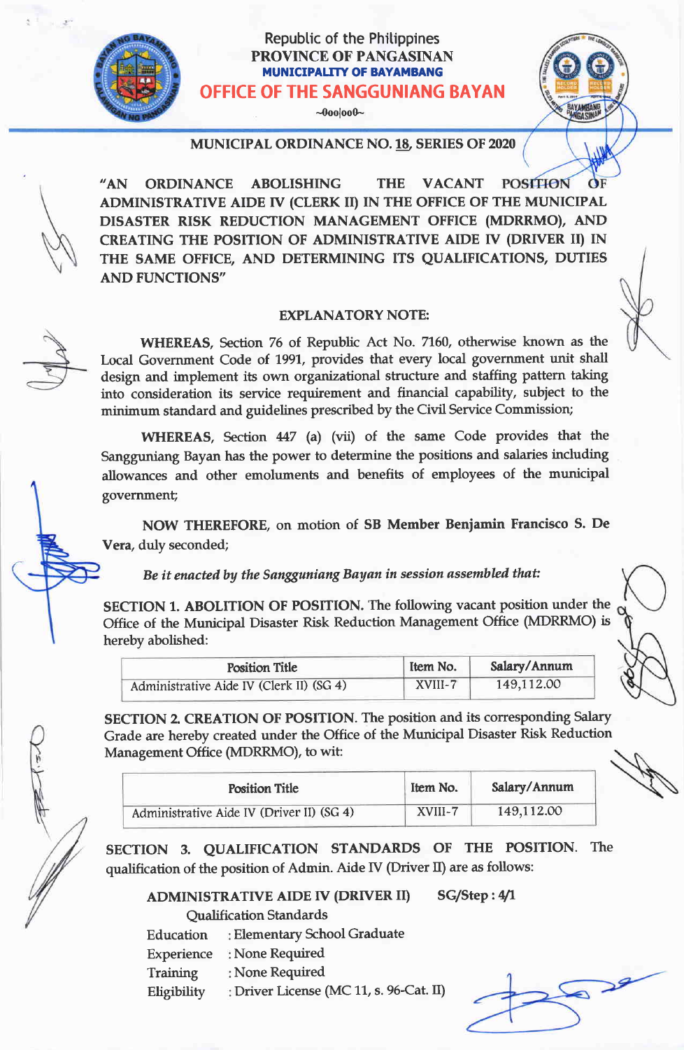Republic of the Philippines
**PROVINCE OF PANGASINAN**
**MUNICIPALITY OF BAYAMBANG**
**OFFICE OF THE SANGGUNIANG BAYAN**
~0oo|oo0~

## MUNICIPAL ORDINANCE NO. 18, SERIES OF 2020

**"AN ORDINANCE ABOLISHING THE VACANT POSITION OF ADMINISTRATIVE AIDE IV (CLERK II) IN THE OFFICE OF THE MUNICIPAL DISASTER RISK REDUCTION MANAGEMENT OFFICE (MDRRMO), AND CREATING THE POSITION OF ADMINISTRATIVE AIDE IV (DRIVER II) IN THE SAME OFFICE, AND DETERMINING ITS QUALIFICATIONS, DUTIES AND FUNCTIONS"**

### EXPLANATORY NOTE:

**WHEREAS**, Section 76 of Republic Act No. 7160, otherwise known as the Local Government Code of 1991, provides that every local government unit shall design and implement its own organizational structure and staffing pattern taking into consideration its service requirement and financial capability, subject to the minimum standard and guidelines prescribed by the Civil Service Commission;

**WHEREAS**, Section 447 (a) (vii) of the same Code provides that the Sangguniang Bayan has the power to determine the positions and salaries including allowances and other emoluments and benefits of employees of the municipal government;

**NOW THEREFORE**, on motion of **SB Member Benjamin Francisco S. De Vera**, duly seconded;

***Be it enacted by the Sangguniang Bayan in session assembled that:***

**SECTION 1. ABOLITION OF POSITION.** The following vacant position under the Office of the Municipal Disaster Risk Reduction Management Office (MDRRMO) is hereby abolished:

| Position Title | Item No. | Salary/Annum |
|---|---|---|
| Administrative Aide IV (Clerk II) (SG 4) | XVIII-7 | 149,112.00 |

**SECTION 2. CREATION OF POSITION.** The position and its corresponding Salary Grade are hereby created under the Office of the Municipal Disaster Risk Reduction Management Office (MDRRMO), to wit:

| Position Title | Item No. | Salary/Annum |
|---|---|---|
| Administrative Aide IV (Driver II) (SG 4) | XVIII-7 | 149,112.00 |

**SECTION 3. QUALIFICATION STANDARDS OF THE POSITION.** The qualification of the position of Admin. Aide IV (Driver II) are as follows:

**ADMINISTRATIVE AIDE IV (DRIVER II)** **SG/Step : 4/1**

Qualification Standards

Education : Elementary School Graduate
Experience : None Required
Training : None Required
Eligibility : Driver License (MC 11, s. 96-Cat. II)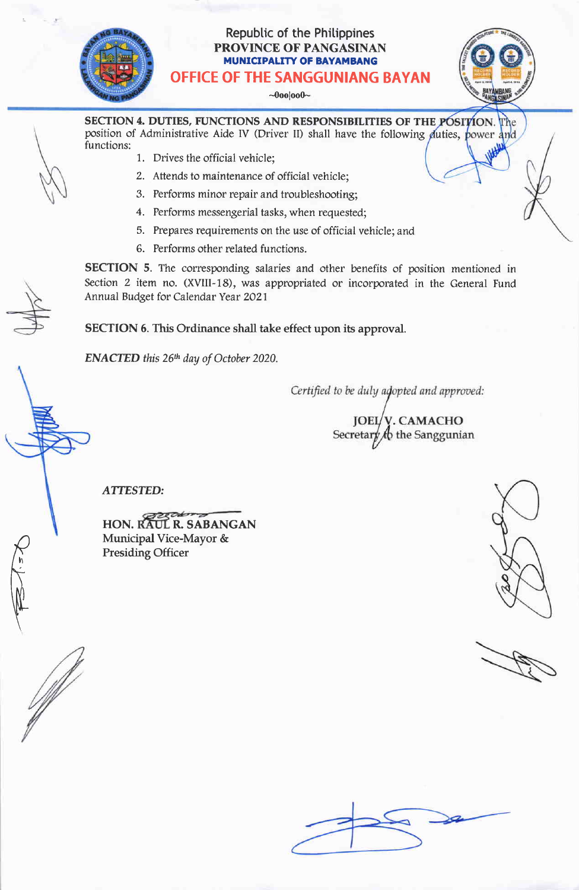**SECTION 4. DUTIES, FUNCTIONS AND RESPONSIBILITIES OF THE POSITION.** The position of Administrative Aide IV (Driver II) shall have the following duties, power and functions:

1. Drives the official vehicle;
2. Attends to maintenance of official vehicle;
3. Performs minor repair and troubleshooting;
4. Performs messengerial tasks, when requested;
5. Prepares requirements on the use of official vehicle; and
6. Performs other related functions.

**SECTION 5**. The corresponding salaries and other benefits of position mentioned in Section 2 item no. (XVIII-18), was appropriated or incorporated in the General Fund Annual Budget for Calendar Year 2021

**SECTION 6.** This Ordinance shall take effect upon its approval.

***ENACTED*** *this 26th day of October 2020.*

*Certified to be duly adopted and approved:*

**JOEL V. CAMACHO**
Secretary to the Sanggunian

***ATTESTED:***

**HON. RAUL R. SABANGAN**
Municipal Vice-Mayor &
Presiding Officer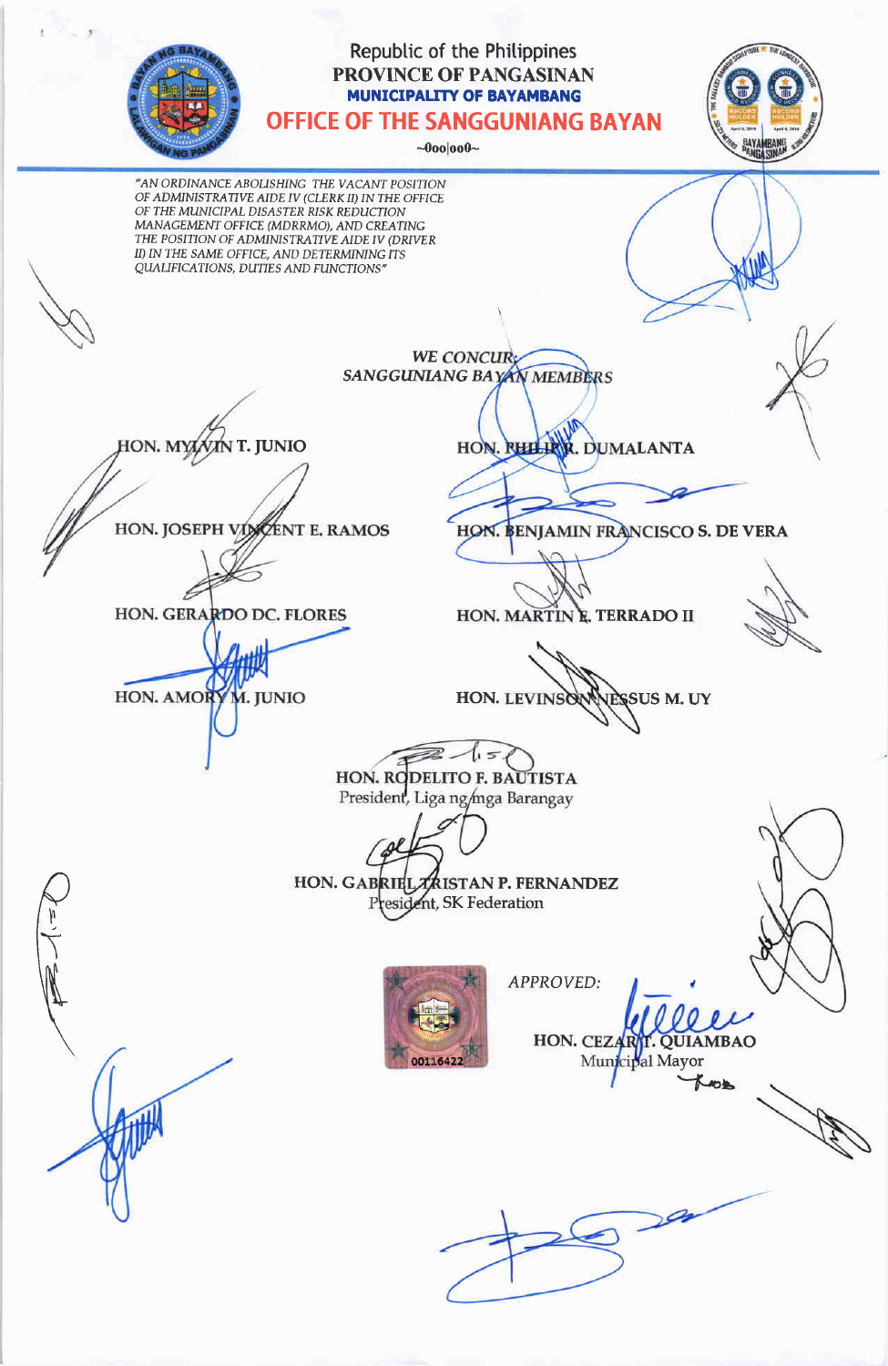Republic of the Philippines
**PROVINCE OF PANGASINAN**
**MUNICIPALITY OF BAYAMBANG**
**OFFICE OF THE SANGGUNIANG BAYAN**

~0oo|oo0~

*"AN ORDINANCE ABOLISHING THE VACANT POSITION OF ADMINISTRATIVE AIDE IV (CLERK II) IN THE OFFICE OF THE MUNICIPAL DISASTER RISK REDUCTION MANAGEMENT OFFICE (MDRRMO), AND CREATING THE POSITION OF ADMINISTRATIVE AIDE IV (DRIVER II) IN THE SAME OFFICE, AND DETERMINING ITS QUALIFICATIONS, DUTIES AND FUNCTIONS"*

***WE CONCUR:***
***SANGGUNIANG BAYAN MEMBERS***

**HON. MYLVIN T. JUNIO**

**HON. PHILIP R. DUMALANTA**

**HON. JOSEPH VINCENT E. RAMOS**

**HON. BENJAMIN FRANCISCO S. DE VERA**

**HON. GERARDO DC. FLORES**

**HON. MARTIN E. TERRADO II**

**HON. AMORY M. JUNIO**

**HON. LEVINSON NESSUS M. UY**

**HON. RODELITO F. BAUTISTA**
President, Liga ng mga Barangay

**HON. GABRIEL TRISTAN P. FERNANDEZ**
President, SK Federation

00116422

*APPROVED:*

**HON. CEZAR T. QUIAMBAO**
Municipal Mayor